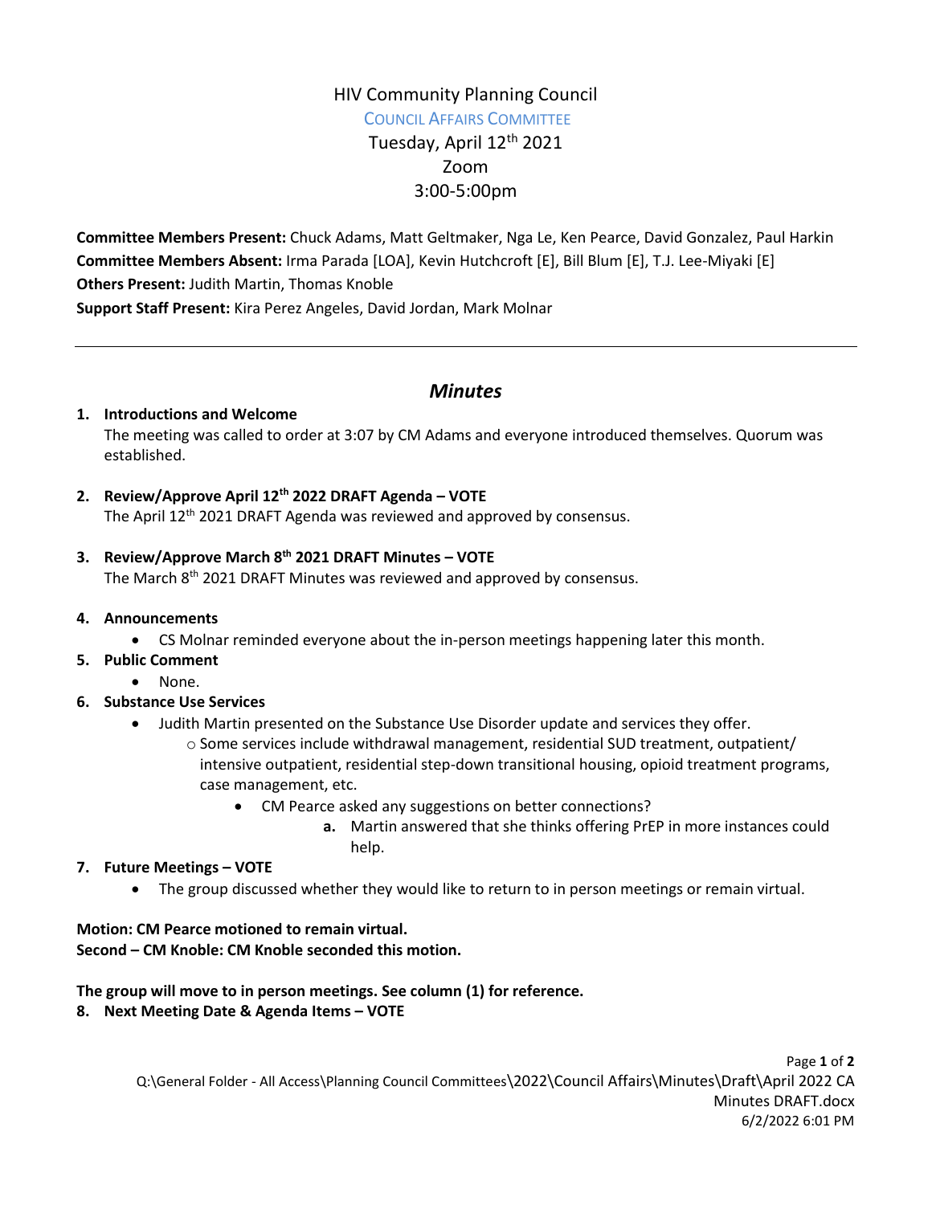# HIV Community Planning Council

## COUNCIL AFFAIRS COMMITTEE

Tuesday, April 12th 2021
Zoom
3:00-5:00pm

**Committee Members Present:** Chuck Adams, Matt Geltmaker, Nga Le, Ken Pearce, David Gonzalez, Paul Harkin
**Committee Members Absent:** Irma Parada [LOA], Kevin Hutchcroft [E], Bill Blum [E], T.J. Lee-Miyaki [E]
**Others Present:** Judith Martin, Thomas Knoble
**Support Staff Present:** Kira Perez Angeles, David Jordan, Mark Molnar

---

## *Minutes*

1. **Introductions and Welcome**
   The meeting was called to order at 3:07 by CM Adams and everyone introduced themselves. Quorum was established.

2. **Review/Approve April 12th 2022 DRAFT Agenda – VOTE**
   The April 12th 2021 DRAFT Agenda was reviewed and approved by consensus.

3. **Review/Approve March 8th 2021 DRAFT Minutes – VOTE**
   The March 8th 2021 DRAFT Minutes was reviewed and approved by consensus.

4. **Announcements**
   - CS Molnar reminded everyone about the in-person meetings happening later this month.

5. **Public Comment**
   - None.

6. **Substance Use Services**
   - Judith Martin presented on the Substance Use Disorder update and services they offer.
     - Some services include withdrawal management, residential SUD treatment, outpatient/ intensive outpatient, residential step-down transitional housing, opioid treatment programs, case management, etc.
       - CM Pearce asked any suggestions on better connections?
         a. Martin answered that she thinks offering PrEP in more instances could help.

7. **Future Meetings – VOTE**
   - The group discussed whether they would like to return to in person meetings or remain virtual.

**Motion: CM Pearce motioned to remain virtual.**
**Second – CM Knoble: CM Knoble seconded this motion.**

**The group will move to in person meetings. See column (1) for reference.**

8. **Next Meeting Date & Agenda Items – VOTE**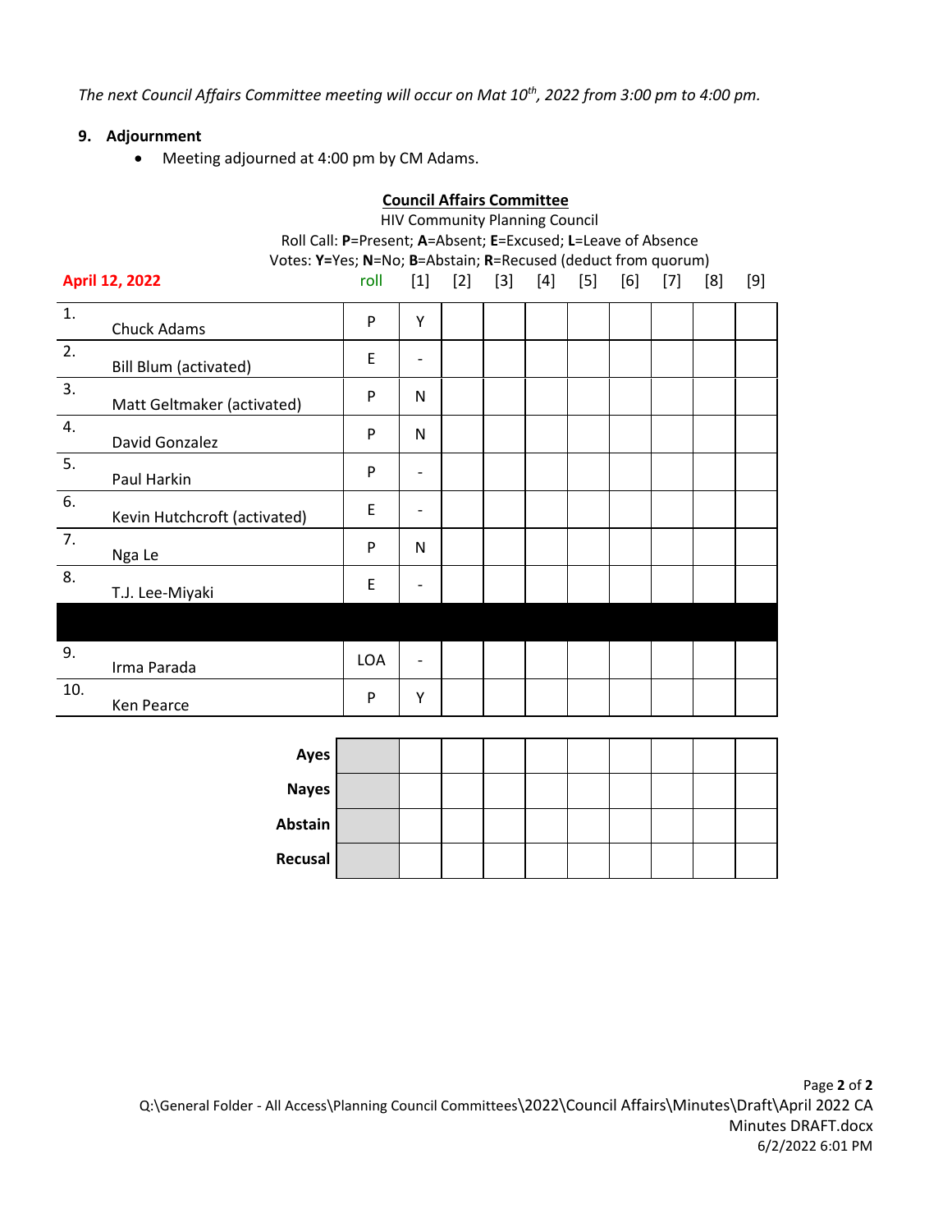*The next Council Affairs Committee meeting will occur on Mat 10th, 2022 from 3:00 pm to 4:00 pm.*

**9. Adjournment**

- Meeting adjourned at 4:00 pm by CM Adams.

**Council Affairs Committee**

HIV Community Planning Council

Roll Call: **P**=Present; **A**=Absent; **E**=Excused; **L**=Leave of Absence

Votes: **Y**=Yes; **N**=No; **B**=Abstain; **R**=Recused (deduct from quorum)

| April 12, 2022 | roll | [1] | [2] | [3] | [4] | [5] | [6] | [7] | [8] | [9] |
|---|---|---|---|---|---|---|---|---|---|---|
| 1. Chuck Adams | P | Y | | | | | | | | |
| 2. Bill Blum (activated) | E | - | | | | | | | | |
| 3. Matt Geltmaker (activated) | P | N | | | | | | | | |
| 4. David Gonzalez | P | N | | | | | | | | |
| 5. Paul Harkin | P | - | | | | | | | | |
| 6. Kevin Hutchcroft (activated) | E | - | | | | | | | | |
| 7. Nga Le | P | N | | | | | | | | |
| 8. T.J. Lee-Miyaki | E | - | | | | | | | | |
| | | | | | | | | | | |
| 9. Irma Parada | LOA | - | | | | | | | | |
| 10. Ken Pearce | P | Y | | | | | | | | |

| | | | | | | | | | | |
|---|---|---|---|---|---|---|---|---|---|---|
| **Ayes** | | | | | | | | | | |
| **Nayes** | | | | | | | | | | |
| **Abstain** | | | | | | | | | | |
| **Recusal** | | | | | | | | | | |

Q:\General Folder - All Access\Planning Council Committees\2022\Council Affairs\Minutes\Draft\April 2022 CA Minutes DRAFT.docx
6/2/2022 6:01 PM